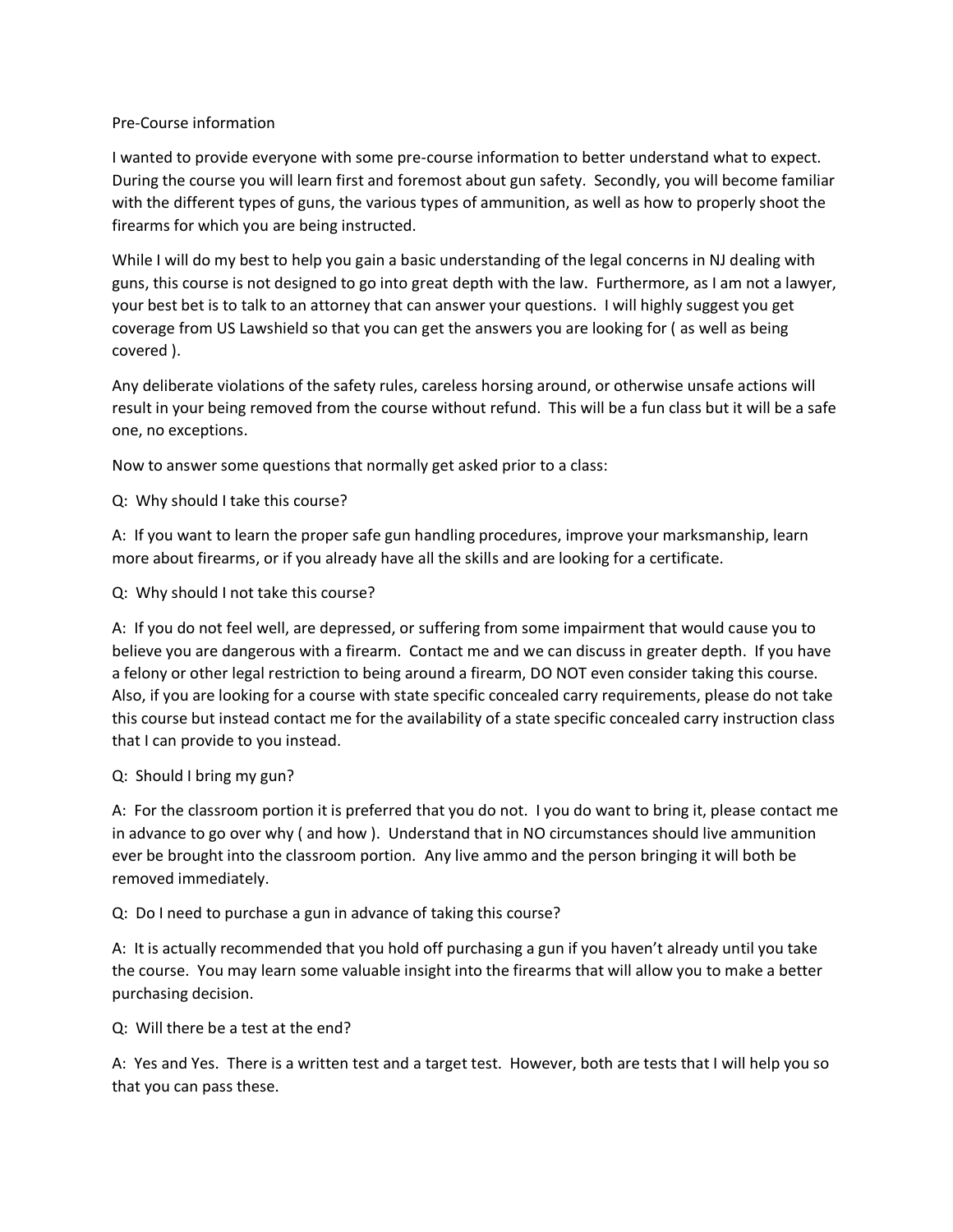Pre-Course information

I wanted to provide everyone with some pre-course information to better understand what to expect. During the course you will learn first and foremost about gun safety. Secondly, you will become familiar with the different types of guns, the various types of ammunition, as well as how to properly shoot the firearms for which you are being instructed.

While I will do my best to help you gain a basic understanding of the legal concerns in NJ dealing with guns, this course is not designed to go into great depth with the law. Furthermore, as I am not a lawyer, your best bet is to talk to an attorney that can answer your questions. I will highly suggest you get coverage from US Lawshield so that you can get the answers you are looking for ( as well as being covered ).

Any deliberate violations of the safety rules, careless horsing around, or otherwise unsafe actions will result in your being removed from the course without refund. This will be a fun class but it will be a safe one, no exceptions.

Now to answer some questions that normally get asked prior to a class:

Q: Why should I take this course?

A: If you want to learn the proper safe gun handling procedures, improve your marksmanship, learn more about firearms, or if you already have all the skills and are looking for a certificate.

Q: Why should I not take this course?

A: If you do not feel well, are depressed, or suffering from some impairment that would cause you to believe you are dangerous with a firearm. Contact me and we can discuss in greater depth. If you have a felony or other legal restriction to being around a firearm, DO NOT even consider taking this course. Also, if you are looking for a course with state specific concealed carry requirements, please do not take this course but instead contact me for the availability of a state specific concealed carry instruction class that I can provide to you instead.

Q: Should I bring my gun?

A: For the classroom portion it is preferred that you do not. I you do want to bring it, please contact me in advance to go over why ( and how ). Understand that in NO circumstances should live ammunition ever be brought into the classroom portion. Any live ammo and the person bringing it will both be removed immediately.

Q: Do I need to purchase a gun in advance of taking this course?

A: It is actually recommended that you hold off purchasing a gun if you haven't already until you take the course. You may learn some valuable insight into the firearms that will allow you to make a better purchasing decision.

Q: Will there be a test at the end?

A: Yes and Yes. There is a written test and a target test. However, both are tests that I will help you so that you can pass these.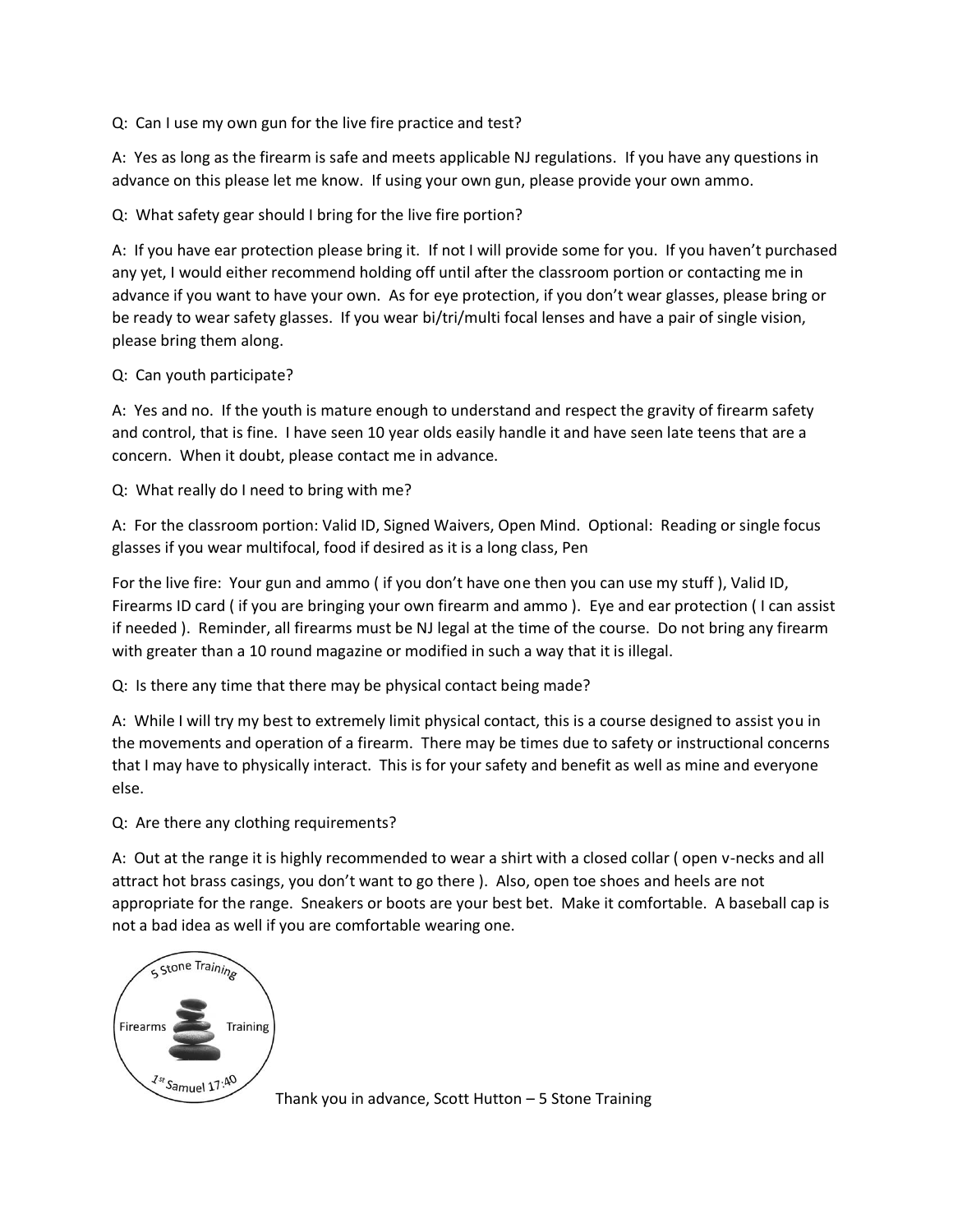Q: Can I use my own gun for the live fire practice and test?

A: Yes as long as the firearm is safe and meets applicable NJ regulations. If you have any questions in advance on this please let me know. If using your own gun, please provide your own ammo.

Q: What safety gear should I bring for the live fire portion?

A: If you have ear protection please bring it. If not I will provide some for you. If you haven't purchased any yet, I would either recommend holding off until after the classroom portion or contacting me in advance if you want to have your own. As for eye protection, if you don't wear glasses, please bring or be ready to wear safety glasses. If you wear bi/tri/multi focal lenses and have a pair of single vision, please bring them along.

Q: Can youth participate?

A: Yes and no. If the youth is mature enough to understand and respect the gravity of firearm safety and control, that is fine. I have seen 10 year olds easily handle it and have seen late teens that are a concern. When it doubt, please contact me in advance.

Q: What really do I need to bring with me?

A: For the classroom portion: Valid ID, Signed Waivers, Open Mind. Optional: Reading or single focus glasses if you wear multifocal, food if desired as it is a long class, Pen

For the live fire: Your gun and ammo ( if you don't have one then you can use my stuff ), Valid ID, Firearms ID card ( if you are bringing your own firearm and ammo ). Eye and ear protection ( I can assist if needed ). Reminder, all firearms must be NJ legal at the time of the course. Do not bring any firearm with greater than a 10 round magazine or modified in such a way that it is illegal.

Q: Is there any time that there may be physical contact being made?

A: While I will try my best to extremely limit physical contact, this is a course designed to assist you in the movements and operation of a firearm. There may be times due to safety or instructional concerns that I may have to physically interact. This is for your safety and benefit as well as mine and everyone else.

Q: Are there any clothing requirements?

A: Out at the range it is highly recommended to wear a shirt with a closed collar ( open v-necks and all attract hot brass casings, you don't want to go there ). Also, open toe shoes and heels are not appropriate for the range. Sneakers or boots are your best bet. Make it comfortable. A baseball cap is not a bad idea as well if you are comfortable wearing one.

5 Stone Training — Firearms Training — 1st Samuel 17:40

Thank you in advance, Scott Hutton – 5 Stone Training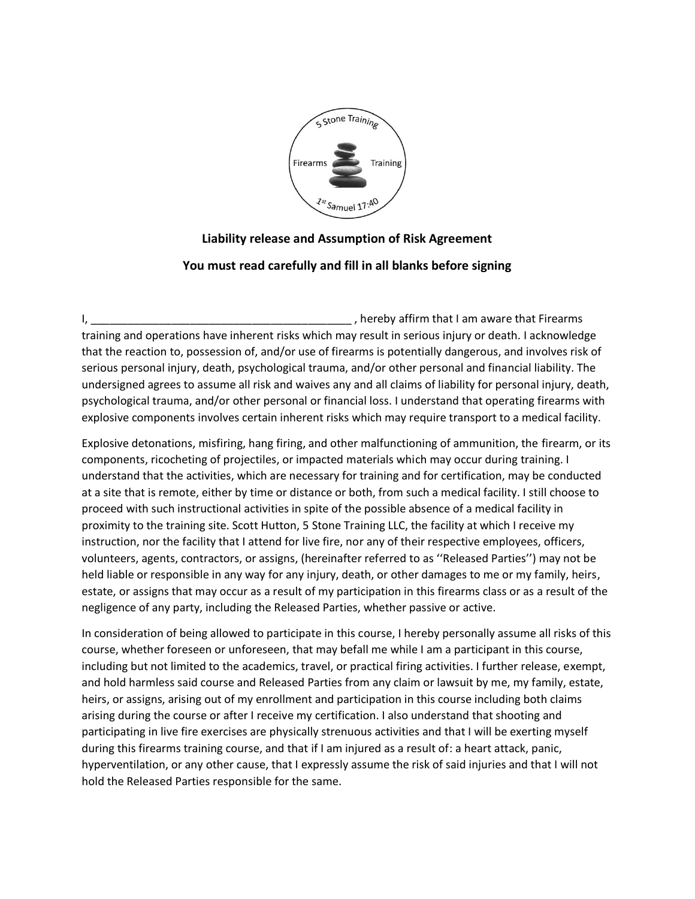5 Stone Training

Firearms Training

1st Samuel 17:40

**Liability release and Assumption of Risk Agreement**

**You must read carefully and fill in all blanks before signing**

I, ________________________________________ , hereby affirm that I am aware that Firearms training and operations have inherent risks which may result in serious injury or death. I acknowledge that the reaction to, possession of, and/or use of firearms is potentially dangerous, and involves risk of serious personal injury, death, psychological trauma, and/or other personal and financial liability. The undersigned agrees to assume all risk and waives any and all claims of liability for personal injury, death, psychological trauma, and/or other personal or financial loss. I understand that operating firearms with explosive components involves certain inherent risks which may require transport to a medical facility.

Explosive detonations, misfiring, hang firing, and other malfunctioning of ammunition, the firearm, or its components, ricocheting of projectiles, or impacted materials which may occur during training. I understand that the activities, which are necessary for training and for certification, may be conducted at a site that is remote, either by time or distance or both, from such a medical facility. I still choose to proceed with such instructional activities in spite of the possible absence of a medical facility in proximity to the training site. Scott Hutton, 5 Stone Training LLC, the facility at which I receive my instruction, nor the facility that I attend for live fire, nor any of their respective employees, officers, volunteers, agents, contractors, or assigns, (hereinafter referred to as ''Released Parties'') may not be held liable or responsible in any way for any injury, death, or other damages to me or my family, heirs, estate, or assigns that may occur as a result of my participation in this firearms class or as a result of the negligence of any party, including the Released Parties, whether passive or active.

In consideration of being allowed to participate in this course, I hereby personally assume all risks of this course, whether foreseen or unforeseen, that may befall me while I am a participant in this course, including but not limited to the academics, travel, or practical firing activities. I further release, exempt, and hold harmless said course and Released Parties from any claim or lawsuit by me, my family, estate, heirs, or assigns, arising out of my enrollment and participation in this course including both claims arising during the course or after I receive my certification. I also understand that shooting and participating in live fire exercises are physically strenuous activities and that I will be exerting myself during this firearms training course, and that if I am injured as a result of: a heart attack, panic, hyperventilation, or any other cause, that I expressly assume the risk of said injuries and that I will not hold the Released Parties responsible for the same.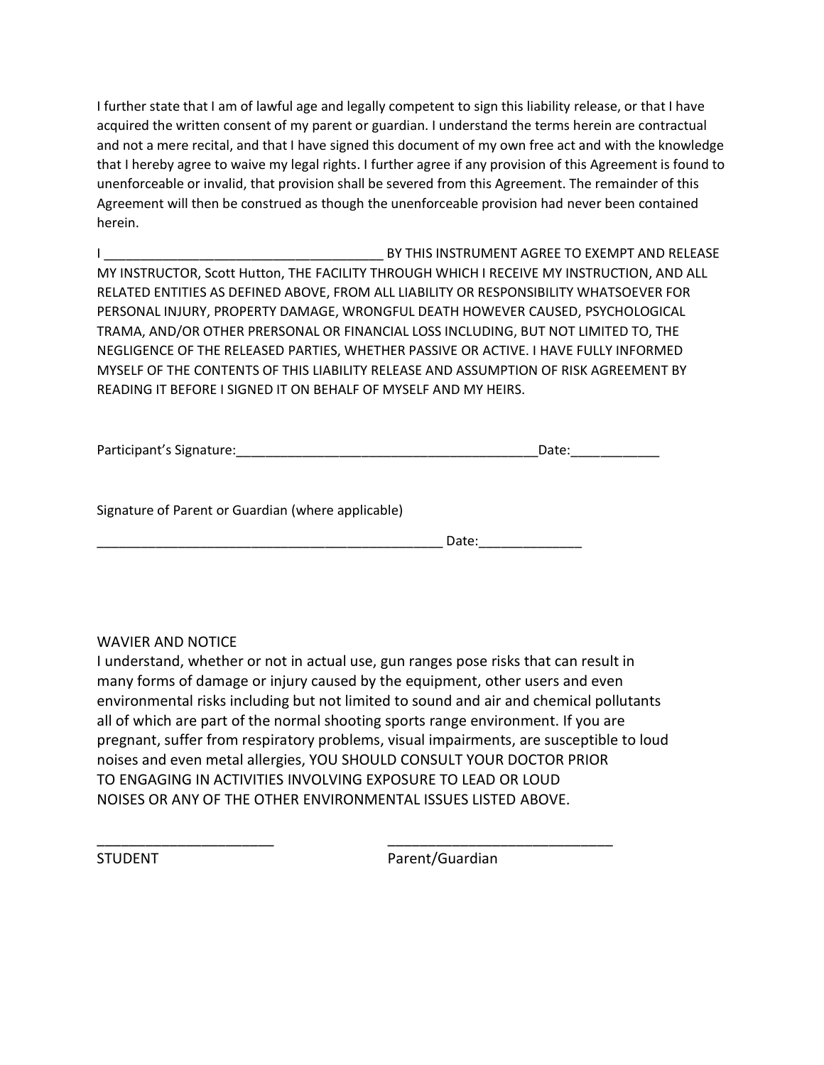I further state that I am of lawful age and legally competent to sign this liability release, or that I have acquired the written consent of my parent or guardian. I understand the terms herein are contractual and not a mere recital, and that I have signed this document of my own free act and with the knowledge that I hereby agree to waive my legal rights. I further agree if any provision of this Agreement is found to unenforceable or invalid, that provision shall be severed from this Agreement. The remainder of this Agreement will then be construed as though the unenforceable provision had never been contained herein.

I _______________________________________ BY THIS INSTRUMENT AGREE TO EXEMPT AND RELEASE MY INSTRUCTOR, Scott Hutton, THE FACILITY THROUGH WHICH I RECEIVE MY INSTRUCTION, AND ALL RELATED ENTITIES AS DEFINED ABOVE, FROM ALL LIABILITY OR RESPONSIBILITY WHATSOEVER FOR PERSONAL INJURY, PROPERTY DAMAGE, WRONGFUL DEATH HOWEVER CAUSED, PSYCHOLOGICAL TRAMA, AND/OR OTHER PRERSONAL OR FINANCIAL LOSS INCLUDING, BUT NOT LIMITED TO, THE NEGLIGENCE OF THE RELEASED PARTIES, WHETHER PASSIVE OR ACTIVE. I HAVE FULLY INFORMED MYSELF OF THE CONTENTS OF THIS LIABILITY RELEASE AND ASSUMPTION OF RISK AGREEMENT BY READING IT BEFORE I SIGNED IT ON BEHALF OF MYSELF AND MY HEIRS.

Participant's Signature:__________________________________________Date:____________

Signature of Parent or Guardian (where applicable)

_________________________________________________ Date:______________

WAVIER AND NOTICE

I understand, whether or not in actual use, gun ranges pose risks that can result in many forms of damage or injury caused by the equipment, other users and even environmental risks including but not limited to sound and air and chemical pollutants all of which are part of the normal shooting sports range environment. If you are pregnant, suffer from respiratory problems, visual impairments, are susceptible to loud noises and even metal allergies, YOU SHOULD CONSULT YOUR DOCTOR PRIOR TO ENGAGING IN ACTIVITIES INVOLVING EXPOSURE TO LEAD OR LOUD NOISES OR ANY OF THE OTHER ENVIRONMENTAL ISSUES LISTED ABOVE.

_______________________ &nbsp;&nbsp;&nbsp;&nbsp;&nbsp;&nbsp;&nbsp;&nbsp; _____________________________

STUDENT &nbsp;&nbsp;&nbsp;&nbsp;&nbsp;&nbsp;&nbsp;&nbsp; Parent/Guardian